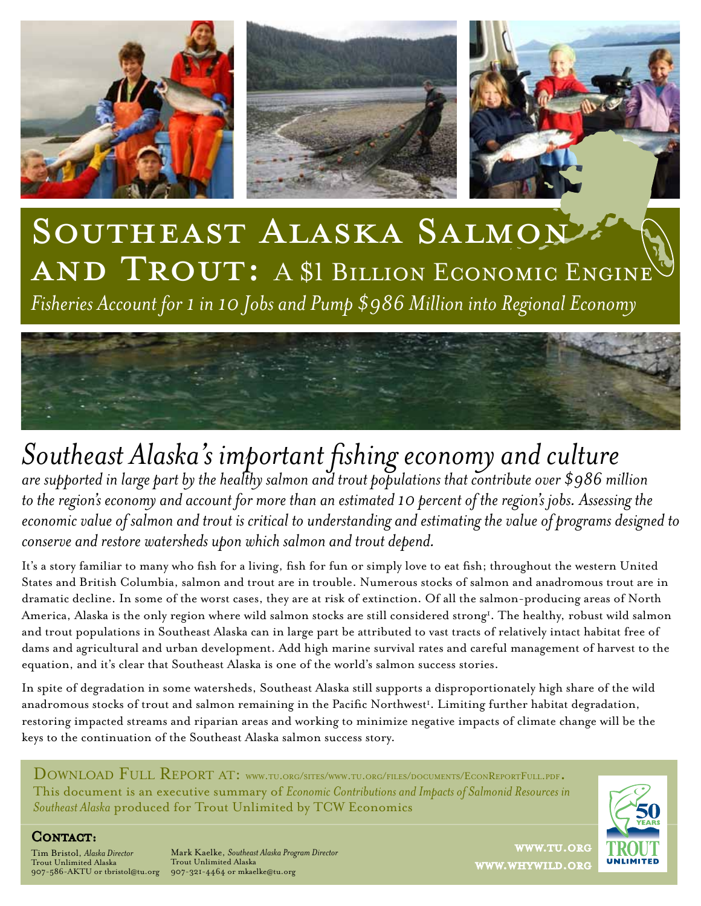# Southeast Alaska Salmon and Trout: A $1 Billion Economic Engine

*Fisheries Account for 1 in 10 Jobs and Pump $986 Million into Regional Economy*

## *Southeast Alaska's important fishing economy and culture*

*are supported in large part by the healthy salmon and trout populations that contribute over $986 million to the region's economy and account for more than an estimated 10 percent of the region's jobs. Assessing the economic value of salmon and trout is critical to understanding and estimating the value of programs designed to conserve and restore watersheds upon which salmon and trout depend.*

It's a story familiar to many who fish for a living, fish for fun or simply love to eat fish; throughout the western United States and British Columbia, salmon and trout are in trouble. Numerous stocks of salmon and anadromous trout are in dramatic decline. In some of the worst cases, they are at risk of extinction. Of all the salmon-producing areas of North America, Alaska is the only region where wild salmon stocks are still considered strong[1]. The healthy, robust wild salmon and trout populations in Southeast Alaska can in large part be attributed to vast tracts of relatively intact habitat free of dams and agricultural and urban development. Add high marine survival rates and careful management of harvest to the equation, and it's clear that Southeast Alaska is one of the world's salmon success stories.

In spite of degradation in some watersheds, Southeast Alaska still supports a disproportionately high share of the wild anadromous stocks of trout and salmon remaining in the Pacific Northwest[1]. Limiting further habitat degradation, restoring impacted streams and riparian areas and working to minimize negative impacts of climate change will be the keys to the continuation of the Southeast Alaska salmon success story.

Download Full Report at: www.tu.org/sites/www.tu.org/files/documents/EconReportFull.pdf.
This document is an executive summary of *Economic Contributions and Impacts of Salmonid Resources in Southeast Alaska* produced for Trout Unlimited by TCW Economics

**Contact:**

Tim Bristol, *Alaska Director*
Trout Unlimited Alaska
907-586-AKTU or tbristol@tu.org

Mark Kaelke, *Southeast Alaska Program Director*
Trout Unlimited Alaska
907-321-4464 or mkaelke@tu.org

www.tu.org
www.whywild.org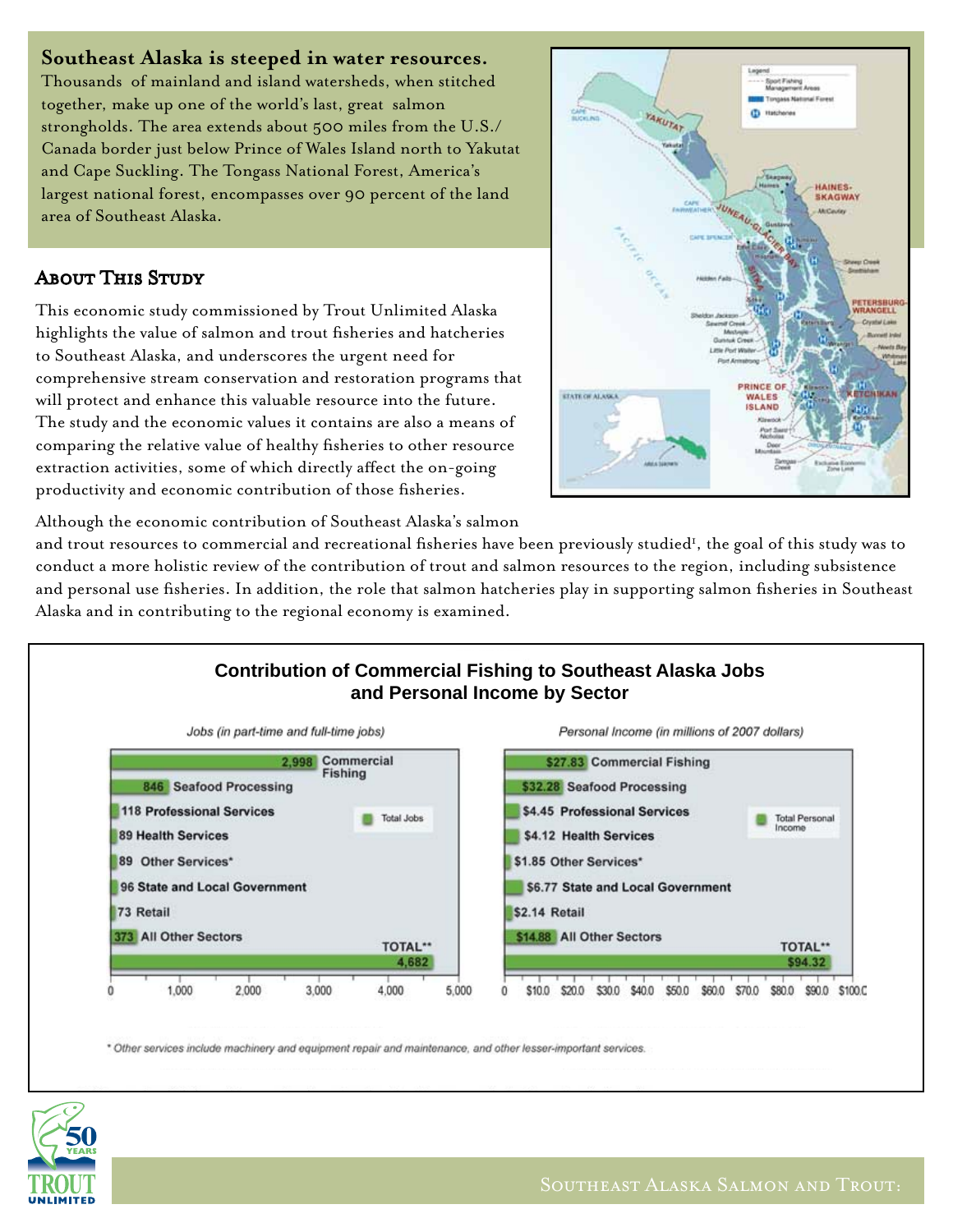**Southeast Alaska is steeped in water resources.** Thousands of mainland and island watersheds, when stitched together, make up one of the world's last, great salmon strongholds. The area extends about 500 miles from the U.S./Canada border just below Prince of Wales Island north to Yakutat and Cape Suckling. The Tongass National Forest, America's largest national forest, encompasses over 90 percent of the land area of Southeast Alaska.

## About This Study

This economic study commissioned by Trout Unlimited Alaska highlights the value of salmon and trout fisheries and hatcheries to Southeast Alaska, and underscores the urgent need for comprehensive stream conservation and restoration programs that will protect and enhance this valuable resource into the future. The study and the economic values it contains are also a means of comparing the relative value of healthy fisheries to other resource extraction activities, some of which directly affect the on-going productivity and economic contribution of those fisheries.

Although the economic contribution of Southeast Alaska's salmon and trout resources to commercial and recreational fisheries have been previously studied[1], the goal of this study was to conduct a more holistic review of the contribution of trout and salmon resources to the region, including subsistence and personal use fisheries. In addition, the role that salmon hatcheries play in supporting salmon fisheries in Southeast Alaska and in contributing to the regional economy is examined.

### Contribution of Commercial Fishing to Southeast Alaska Jobs and Personal Income by Sector

| Sector | Jobs (in part-time and full-time jobs) | Personal Income (in millions of 2007 dollars) |
| --- | --- | --- |
| Commercial Fishing | 2,998 | $27.83 |
| Seafood Processing | 846 | $32.28 |
| Professional Services | 118 | $4.45 |
| Health Services | 89 | $4.12 |
| Other Services* | 89 | $1.85 |
| State and Local Government | 96 | $6.77 |
| Retail | 73 | $2.14 |
| All Other Sectors | 373 | $14.88 |
| TOTAL** | 4,682 | $94.32 |

\* Other services include machinery and equipment repair and maintenance, and other lesser-important services.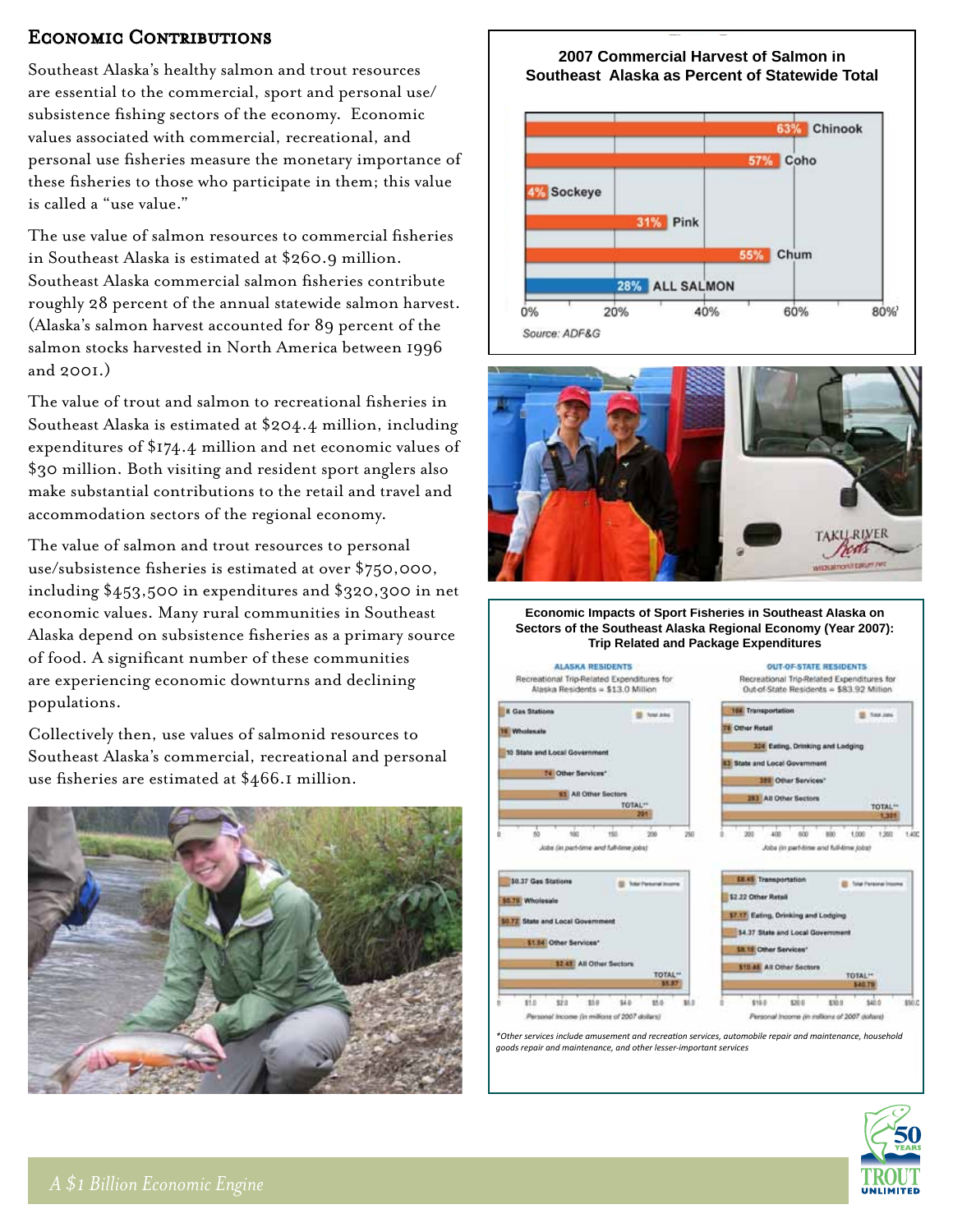## Economic Contributions

Southeast Alaska's healthy salmon and trout resources are essential to the commercial, sport and personal use/ subsistence fishing sectors of the economy. Economic values associated with commercial, recreational, and personal use fisheries measure the monetary importance of these fisheries to those who participate in them; this value is called a "use value."

The use value of salmon resources to commercial fisheries in Southeast Alaska is estimated at $260.9 million. Southeast Alaska commercial salmon fisheries contribute roughly 28 percent of the annual statewide salmon harvest. (Alaska's salmon harvest accounted for 89 percent of the salmon stocks harvested in North America between 1996 and 2001.)

The value of trout and salmon to recreational fisheries in Southeast Alaska is estimated at $204.4 million, including expenditures of $174.4 million and net economic values of $30 million. Both visiting and resident sport anglers also make substantial contributions to the retail and travel and accommodation sectors of the regional economy.

The value of salmon and trout resources to personal use/subsistence fisheries is estimated at over $750,000, including $453,500 in expenditures and $320,300 in net economic values. Many rural communities in Southeast Alaska depend on subsistence fisheries as a primary source of food. A significant number of these communities are experiencing economic downturns and declining populations.

Collectively then, use values of salmonid resources to Southeast Alaska's commercial, recreational and personal use fisheries are estimated at $466.1 million.

**2007 Commercial Harvest of Salmon in Southeast Alaska as Percent of Statewide Total**

| Species | Percent |
|---|---|
| Chinook | 63% |
| Coho | 57% |
| Sockeye | 4% |
| Pink | 31% |
| Chum | 55% |
| ALL SALMON | 28% |

Source: ADF&G

**Economic Impacts of Sport Fisheries in Southeast Alaska on Sectors of the Southeast Alaska Regional Economy (Year 2007): Trip Related and Package Expenditures**

**ALASKA RESIDENTS**

Recreational Trip-Related Expenditures for Alaska Residents = $13.0 Million

| Sector | Total Jobs (in part-time and full-time jobs) | Total Personal Income (in millions of 2007 dollars) |
|---|---|---|
| Gas Stations | 8 | $0.37 |
| Wholesale | 16 | $0.79 |
| State and Local Government | 10 | $0.72 |
| Other Services* | 74 | $1.54 |
| All Other Sectors | 93 | $2.45 |
| TOTAL** | 201 | $5.87 |

**OUT-OF-STATE RESIDENTS**

Recreational Trip-Related Expenditures for Out-of-State Residents = $83.92 Million

| Sector | Total Jobs (in part-time and full-time jobs) | Total Personal Income (in millions of 2007 dollars) |
|---|---|---|
| Transportation | 164 | $8.45 |
| Other Retail | 78 | $2.22 |
| Eating, Drinking and Lodging | 324 | $7.17 |
| State and Local Government | 63 | $4.37 |
| Other Services* | 389 | $8.10 |
| All Other Sectors | 283 | $10.48 |
| TOTAL** | 1,301 | $40.79 |

*Other services include amusement and recreation services, automobile repair and maintenance, household goods repair and maintenance, and other lesser-important services

*A $1 Billion Economic Engine*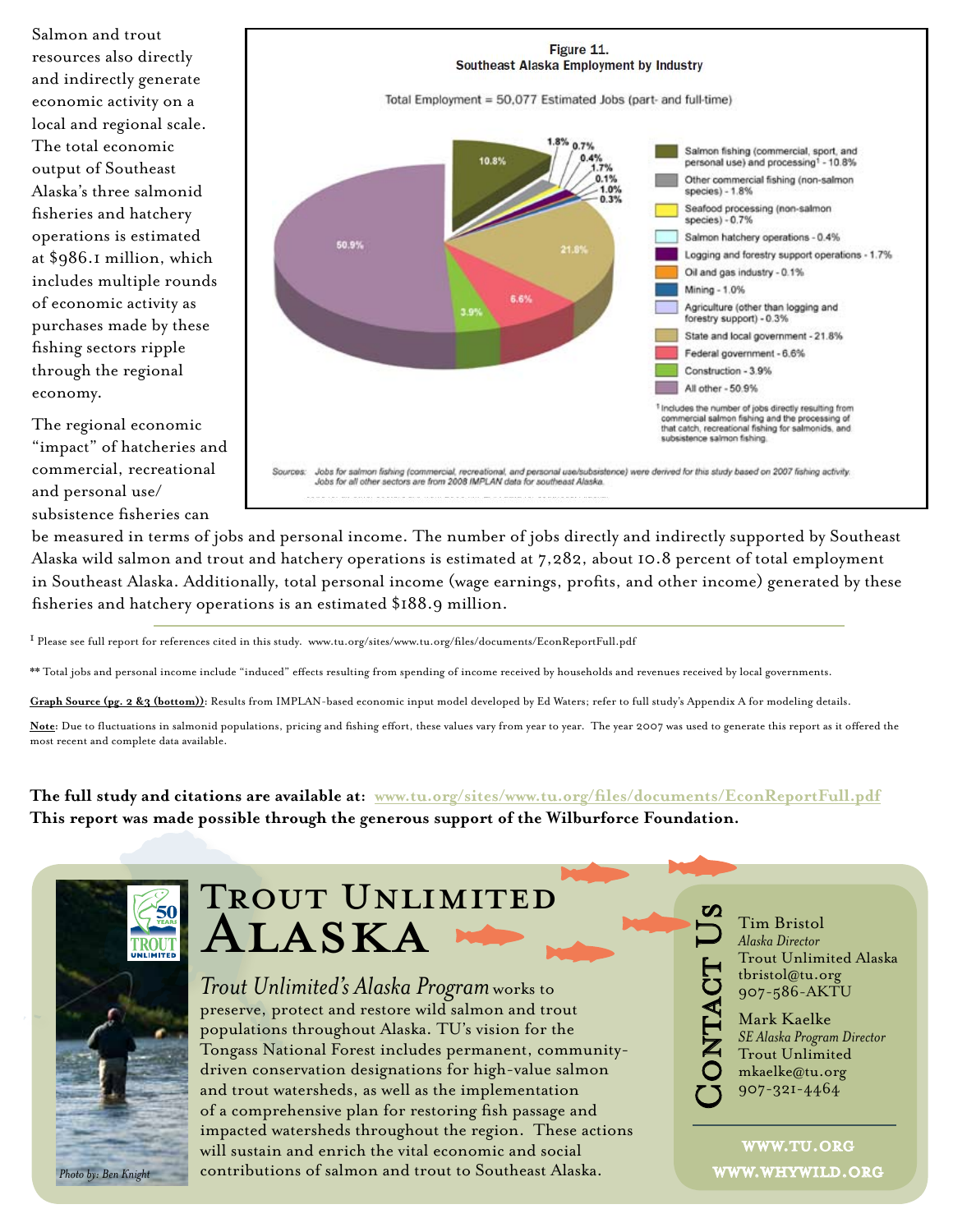Salmon and trout resources also directly and indirectly generate economic activity on a local and regional scale. The total economic output of Southeast Alaska's three salmonid fisheries and hatchery operations is estimated at $986.1 million, which includes multiple rounds of economic activity as purchases made by these fishing sectors ripple through the regional economy.

Figure 11.
Southeast Alaska Employment by Industry

Total Employment = 50,077 Estimated Jobs (part- and full-time)

10.8%
1.8%
0.7%
0.4%
1.7%
0.1%
1.0%
0.3%
21.8%
6.6%
3.9%
50.9%

Salmon fishing (commercial, sport, and personal use) and processing[1] - 10.8%
Other commercial fishing (non-salmon species) - 1.8%
Seafood processing (non-salmon species) - 0.7%
Salmon hatchery operations - 0.4%
Logging and forestry support operations - 1.7%
Oil and gas industry - 0.1%
Mining - 1.0%
Agriculture (other than logging and forestry support) - 0.3%
State and local government - 21.8%
Federal government - 6.6%
Construction - 3.9%
All other - 50.9%

[1] Includes the number of jobs directly resulting from commercial salmon fishing and the processing of that catch, recreational fishing for salmonids, and subsistence salmon fishing.

Sources: Jobs for salmon fishing (commercial, recreational, and personal use/subsistence) were derived for this study based on 2007 fishing activity. Jobs for all other sectors are from 2008 IMPLAN data for southeast Alaska.

The regional economic "impact" of hatcheries and commercial, recreational and personal use/subsistence fisheries can be measured in terms of jobs and personal income. The number of jobs directly and indirectly supported by Southeast Alaska wild salmon and trout and hatchery operations is estimated at 7,282, about 10.8 percent of total employment in Southeast Alaska. Additionally, total personal income (wage earnings, profits, and other income) generated by these fisheries and hatchery operations is an estimated $188.9 million.

---

[1] Please see full report for references cited in this study. www.tu.org/sites/www.tu.org/files/documents/EconReportFull.pdf

** Total jobs and personal income include "induced" effects resulting from spending of income received by households and revenues received by local governments.

**Graph Source (pg. 2 &3 (bottom)):** Results from IMPLAN-based economic input model developed by Ed Waters; refer to full study's Appendix A for modeling details.

**Note:** Due to fluctuations in salmonid populations, pricing and fishing effort, these values vary from year to year. The year 2007 was used to generate this report as it offered the most recent and complete data available.

**The full study and citations are available at: www.tu.org/sites/www.tu.org/files/documents/EconReportFull.pdf**
**This report was made possible through the generous support of the Wilburforce Foundation.**

# Trout Unlimited Alaska

*Photo by: Ben Knight*

*Trout Unlimited's Alaska Program* works to preserve, protect and restore wild salmon and trout populations throughout Alaska. TU's vision for the Tongass National Forest includes permanent, community-driven conservation designations for high-value salmon and trout watersheds, as well as the implementation of a comprehensive plan for restoring fish passage and impacted watersheds throughout the region. These actions will sustain and enrich the vital economic and social contributions of salmon and trout to Southeast Alaska.

## Contact Us

Tim Bristol
*Alaska Director*
Trout Unlimited Alaska
tbristol@tu.org
907-586-AKTU

Mark Kaelke
*SE Alaska Program Director*
Trout Unlimited
mkaelke@tu.org
907-321-4464

**WWW.TU.ORG**
**WWW.WHYWILD.ORG**